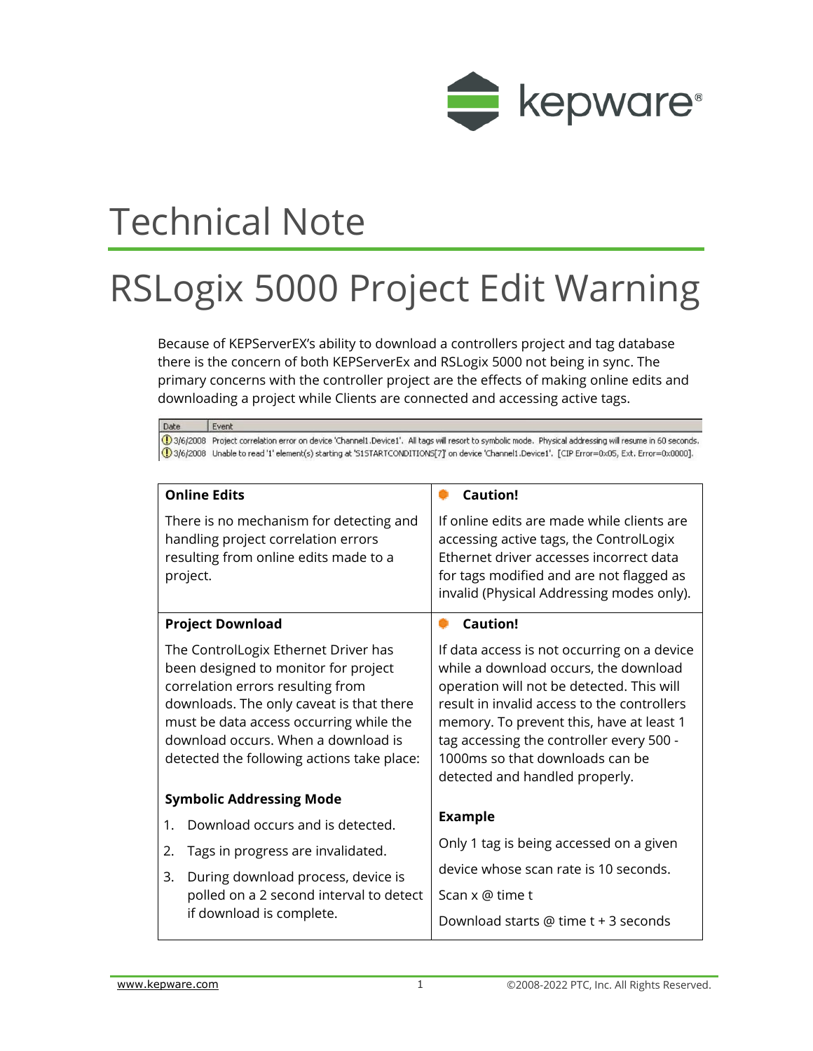# Technical Note

# RSLogix 5000 Project Edit Warning

Because of KEPServerEX's ability to download a controllers project and tag database there is the concern of both KEPServerEx and RSLogix 5000 not being in sync. The primary concerns with the controller project are the effects of making online edits and downloading a project while Clients are connected and accessing active tags.

| Date | Event |
| --- | --- |
| 3/6/2008 | Project correlation error on device 'Channel1.Device1'. All tags will resort to symbolic mode. Physical addressing will resume in 60 seconds. |
| 3/6/2008 | Unable to read '1' element(s) starting at 'S1STARTCONDITIONS[7]' on device 'Channel1.Device1'. [CIP Error=0x05, Ext. Error=0x0000]. |

| **Online Edits** | **Caution!** |
| --- | --- |
| There is no mechanism for detecting and handling project correlation errors resulting from online edits made to a project. | If online edits are made while clients are accessing active tags, the ControlLogix Ethernet driver accesses incorrect data for tags modified and are not flagged as invalid (Physical Addressing modes only). |
| **Project Download** | **Caution!** |
| The ControlLogix Ethernet Driver has been designed to monitor for project correlation errors resulting from downloads. The only caveat is that there must be data access occurring while the download occurs. When a download is detected the following actions take place:<br><br>**Symbolic Addressing Mode**<br>1. Download occurs and is detected.<br>2. Tags in progress are invalidated.<br>3. During download process, device is polled on a 2 second interval to detect if download is complete. | If data access is not occurring on a device while a download occurs, the download operation will not be detected. This will result in invalid access to the controllers memory. To prevent this, have at least 1 tag accessing the controller every 500 - 1000ms so that downloads can be detected and handled properly.<br><br>**Example**<br>Only 1 tag is being accessed on a given device whose scan rate is 10 seconds.<br>Scan x @ time t<br>Download starts @ time t + 3 seconds |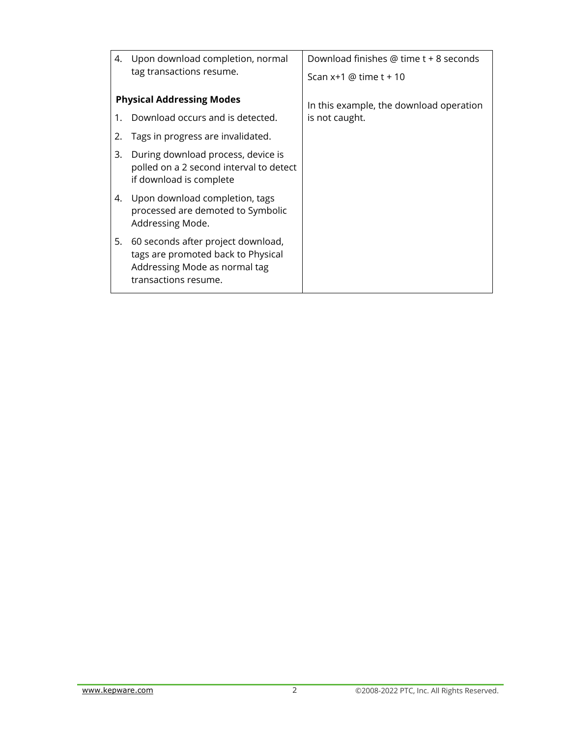| | |
|---|---|
| 4. Upon download completion, normal tag transactions resume.<br><br>**Physical Addressing Modes**<br>1. Download occurs and is detected.<br>2. Tags in progress are invalidated.<br>3. During download process, device is polled on a 2 second interval to detect if download is complete<br>4. Upon download completion, tags processed are demoted to Symbolic Addressing Mode.<br>5. 60 seconds after project download, tags are promoted back to Physical Addressing Mode as normal tag transactions resume. | Download finishes @ time t + 8 seconds<br><br>Scan x+1 @ time t + 10<br><br>In this example, the download operation is not caught. |